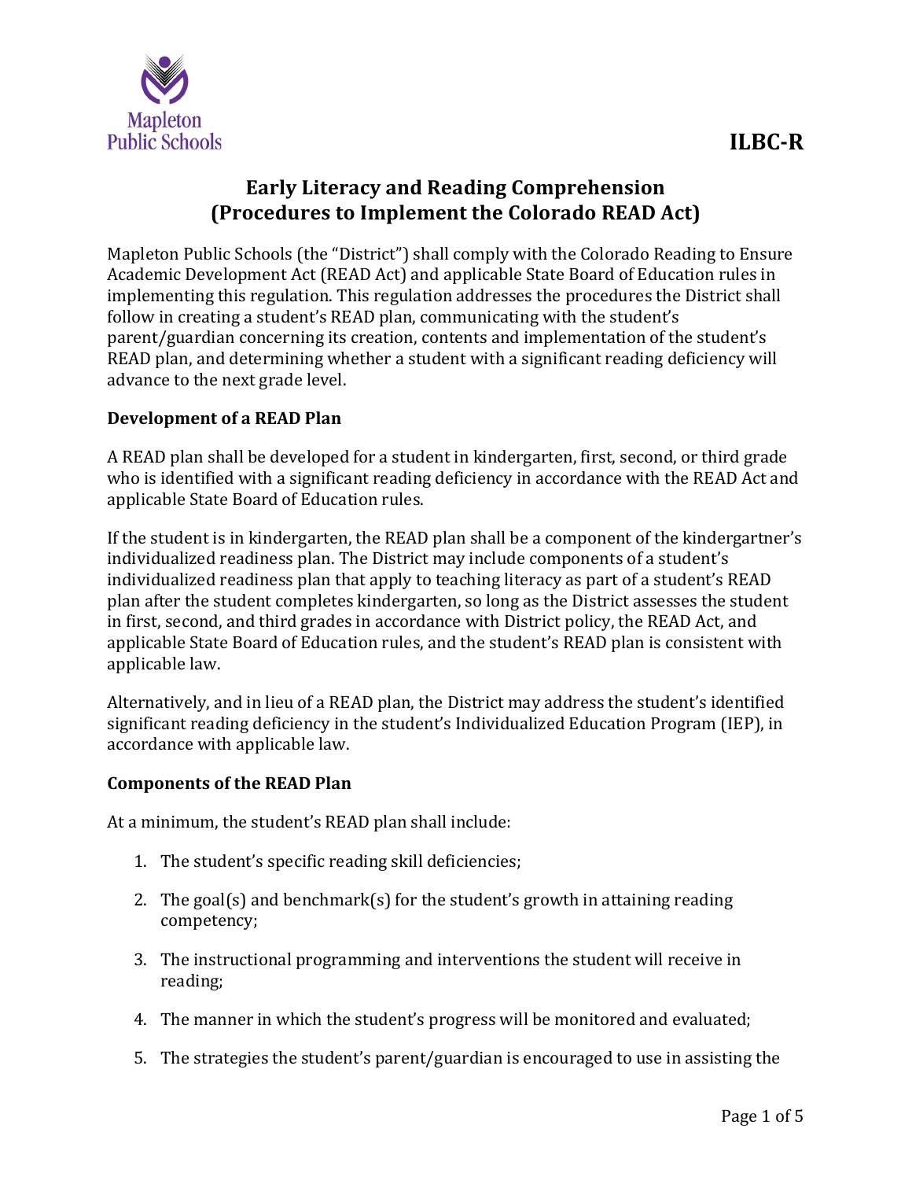Mapleton Public Schools

**ILBC-R**

# Early Literacy and Reading Comprehension (Procedures to Implement the Colorado READ Act)

Mapleton Public Schools (the "District") shall comply with the Colorado Reading to Ensure Academic Development Act (READ Act) and applicable State Board of Education rules in implementing this regulation. This regulation addresses the procedures the District shall follow in creating a student's READ plan, communicating with the student's parent/guardian concerning its creation, contents and implementation of the student's READ plan, and determining whether a student with a significant reading deficiency will advance to the next grade level.

## Development of a READ Plan

A READ plan shall be developed for a student in kindergarten, first, second, or third grade who is identified with a significant reading deficiency in accordance with the READ Act and applicable State Board of Education rules.

If the student is in kindergarten, the READ plan shall be a component of the kindergartner's individualized readiness plan. The District may include components of a student's individualized readiness plan that apply to teaching literacy as part of a student's READ plan after the student completes kindergarten, so long as the District assesses the student in first, second, and third grades in accordance with District policy, the READ Act, and applicable State Board of Education rules, and the student's READ plan is consistent with applicable law.

Alternatively, and in lieu of a READ plan, the District may address the student's identified significant reading deficiency in the student's Individualized Education Program (IEP), in accordance with applicable law.

## Components of the READ Plan

At a minimum, the student's READ plan shall include:

1. The student's specific reading skill deficiencies;
2. The goal(s) and benchmark(s) for the student's growth in attaining reading competency;
3. The instructional programming and interventions the student will receive in reading;
4. The manner in which the student's progress will be monitored and evaluated;
5. The strategies the student's parent/guardian is encouraged to use in assisting the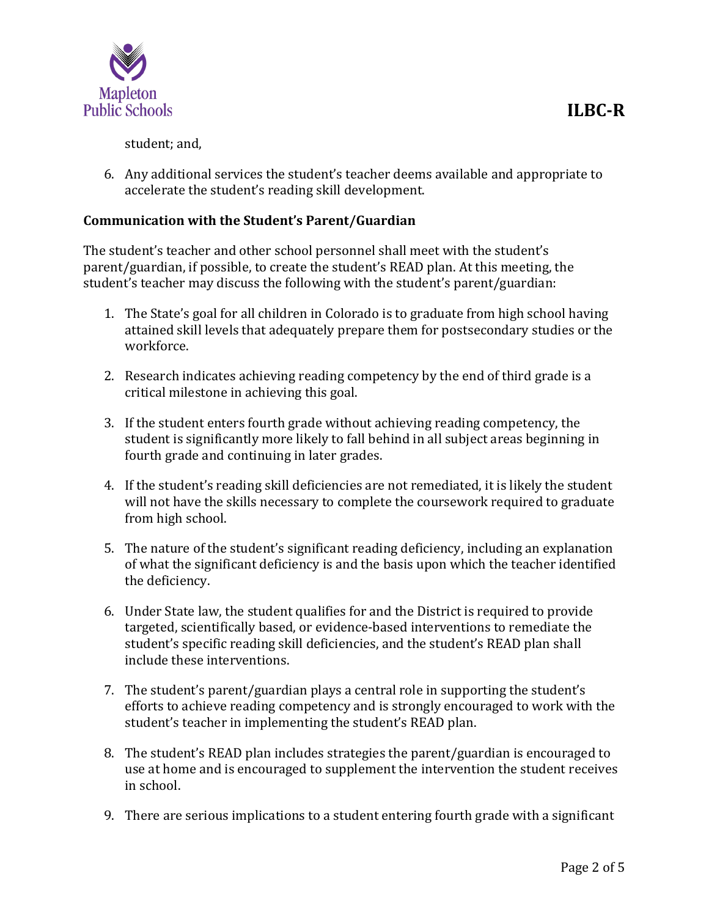student; and,

6. Any additional services the student's teacher deems available and appropriate to accelerate the student's reading skill development.

**Communication with the Student's Parent/Guardian**

The student's teacher and other school personnel shall meet with the student's parent/guardian, if possible, to create the student's READ plan. At this meeting, the student's teacher may discuss the following with the student's parent/guardian:

1. The State's goal for all children in Colorado is to graduate from high school having attained skill levels that adequately prepare them for postsecondary studies or the workforce.

2. Research indicates achieving reading competency by the end of third grade is a critical milestone in achieving this goal.

3. If the student enters fourth grade without achieving reading competency, the student is significantly more likely to fall behind in all subject areas beginning in fourth grade and continuing in later grades.

4. If the student's reading skill deficiencies are not remediated, it is likely the student will not have the skills necessary to complete the coursework required to graduate from high school.

5. The nature of the student's significant reading deficiency, including an explanation of what the significant deficiency is and the basis upon which the teacher identified the deficiency.

6. Under State law, the student qualifies for and the District is required to provide targeted, scientifically based, or evidence-based interventions to remediate the student's specific reading skill deficiencies, and the student's READ plan shall include these interventions.

7. The student's parent/guardian plays a central role in supporting the student's efforts to achieve reading competency and is strongly encouraged to work with the student's teacher in implementing the student's READ plan.

8. The student's READ plan includes strategies the parent/guardian is encouraged to use at home and is encouraged to supplement the intervention the student receives in school.

9. There are serious implications to a student entering fourth grade with a significant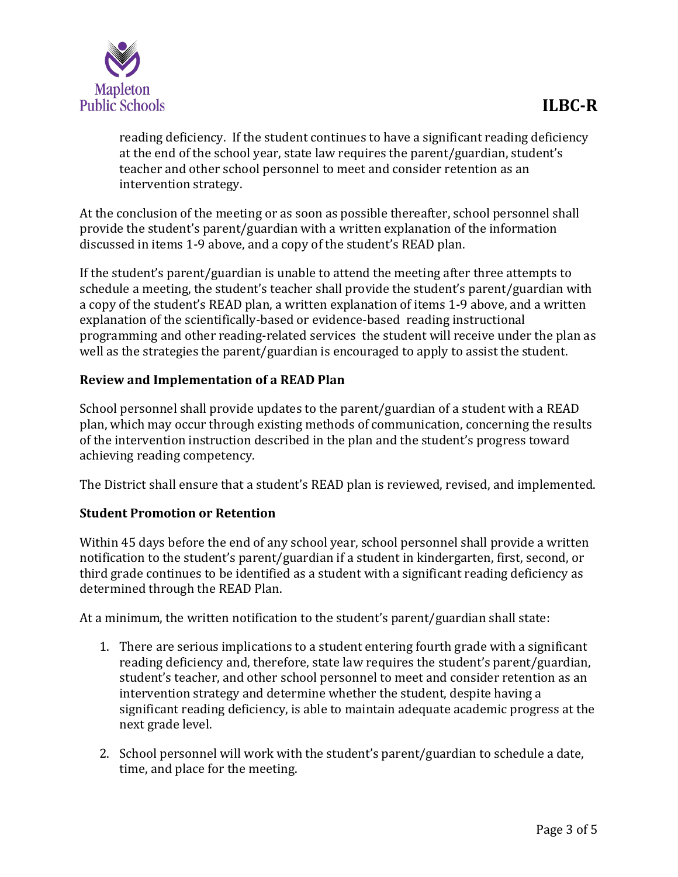reading deficiency. If the student continues to have a significant reading deficiency at the end of the school year, state law requires the parent/guardian, student's teacher and other school personnel to meet and consider retention as an intervention strategy.

At the conclusion of the meeting or as soon as possible thereafter, school personnel shall provide the student's parent/guardian with a written explanation of the information discussed in items 1-9 above, and a copy of the student's READ plan.

If the student's parent/guardian is unable to attend the meeting after three attempts to schedule a meeting, the student's teacher shall provide the student's parent/guardian with a copy of the student's READ plan, a written explanation of items 1-9 above, and a written explanation of the scientifically-based or evidence-based reading instructional programming and other reading-related services the student will receive under the plan as well as the strategies the parent/guardian is encouraged to apply to assist the student.

### Review and Implementation of a READ Plan

School personnel shall provide updates to the parent/guardian of a student with a READ plan, which may occur through existing methods of communication, concerning the results of the intervention instruction described in the plan and the student's progress toward achieving reading competency.

The District shall ensure that a student's READ plan is reviewed, revised, and implemented.

### Student Promotion or Retention

Within 45 days before the end of any school year, school personnel shall provide a written notification to the student's parent/guardian if a student in kindergarten, first, second, or third grade continues to be identified as a student with a significant reading deficiency as determined through the READ Plan.

At a minimum, the written notification to the student's parent/guardian shall state:

1. There are serious implications to a student entering fourth grade with a significant reading deficiency and, therefore, state law requires the student's parent/guardian, student's teacher, and other school personnel to meet and consider retention as an intervention strategy and determine whether the student, despite having a significant reading deficiency, is able to maintain adequate academic progress at the next grade level.

2. School personnel will work with the student's parent/guardian to schedule a date, time, and place for the meeting.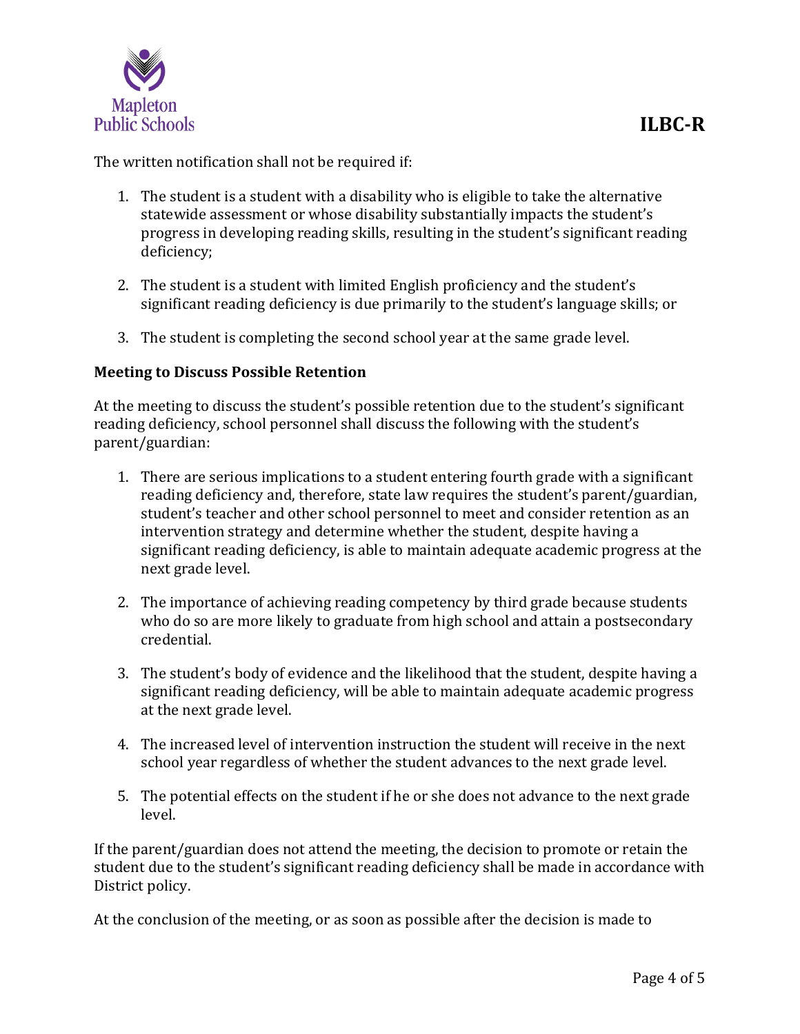The written notification shall not be required if:

1. The student is a student with a disability who is eligible to take the alternative statewide assessment or whose disability substantially impacts the student's progress in developing reading skills, resulting in the student's significant reading deficiency;

2. The student is a student with limited English proficiency and the student's significant reading deficiency is due primarily to the student's language skills; or

3. The student is completing the second school year at the same grade level.

**Meeting to Discuss Possible Retention**

At the meeting to discuss the student's possible retention due to the student's significant reading deficiency, school personnel shall discuss the following with the student's parent/guardian:

1. There are serious implications to a student entering fourth grade with a significant reading deficiency and, therefore, state law requires the student's parent/guardian, student's teacher and other school personnel to meet and consider retention as an intervention strategy and determine whether the student, despite having a significant reading deficiency, is able to maintain adequate academic progress at the next grade level.

2. The importance of achieving reading competency by third grade because students who do so are more likely to graduate from high school and attain a postsecondary credential.

3. The student's body of evidence and the likelihood that the student, despite having a significant reading deficiency, will be able to maintain adequate academic progress at the next grade level.

4. The increased level of intervention instruction the student will receive in the next school year regardless of whether the student advances to the next grade level.

5. The potential effects on the student if he or she does not advance to the next grade level.

If the parent/guardian does not attend the meeting, the decision to promote or retain the student due to the student's significant reading deficiency shall be made in accordance with District policy.

At the conclusion of the meeting, or as soon as possible after the decision is made to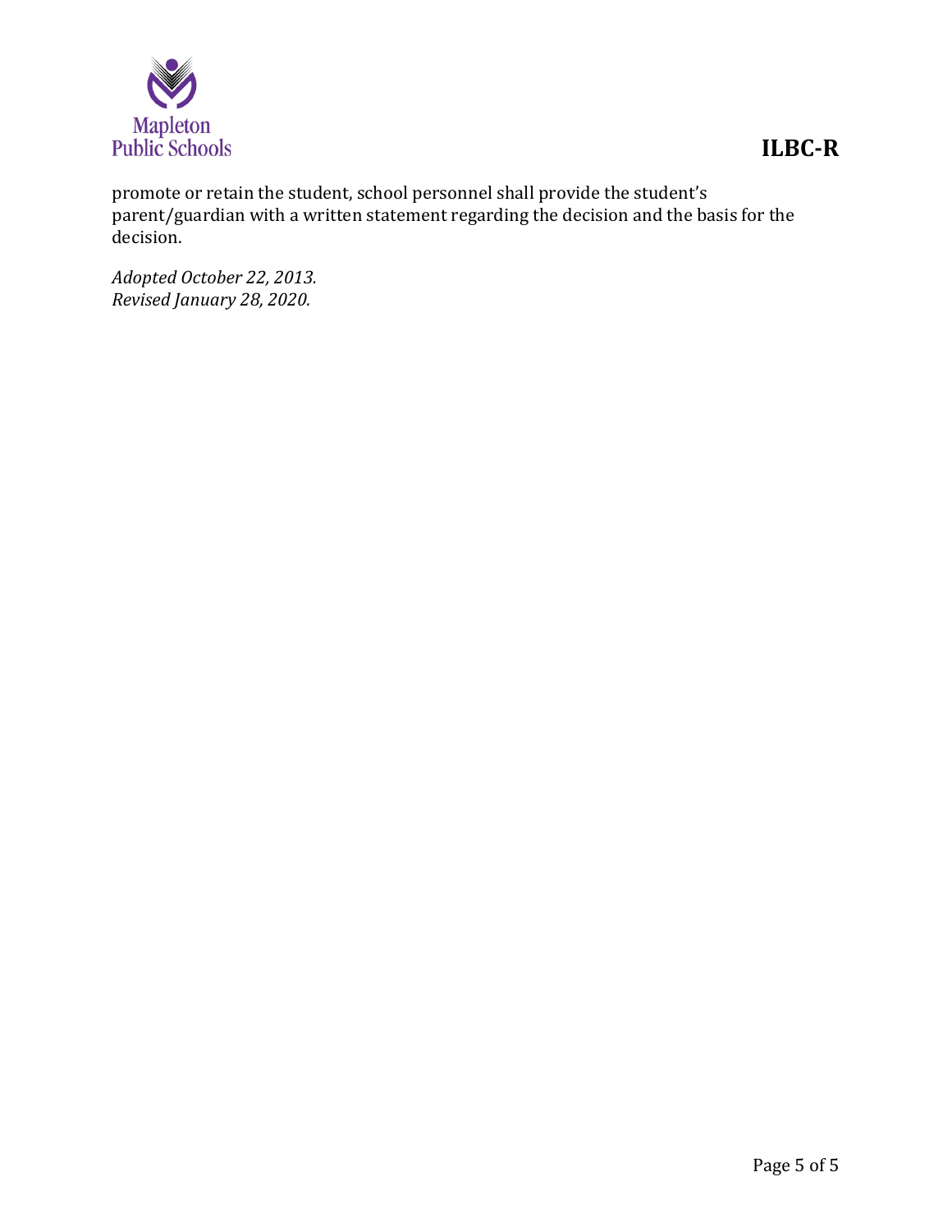promote or retain the student, school personnel shall provide the student's parent/guardian with a written statement regarding the decision and the basis for the decision.

*Adopted October 22, 2013.*
*Revised January 28, 2020.*